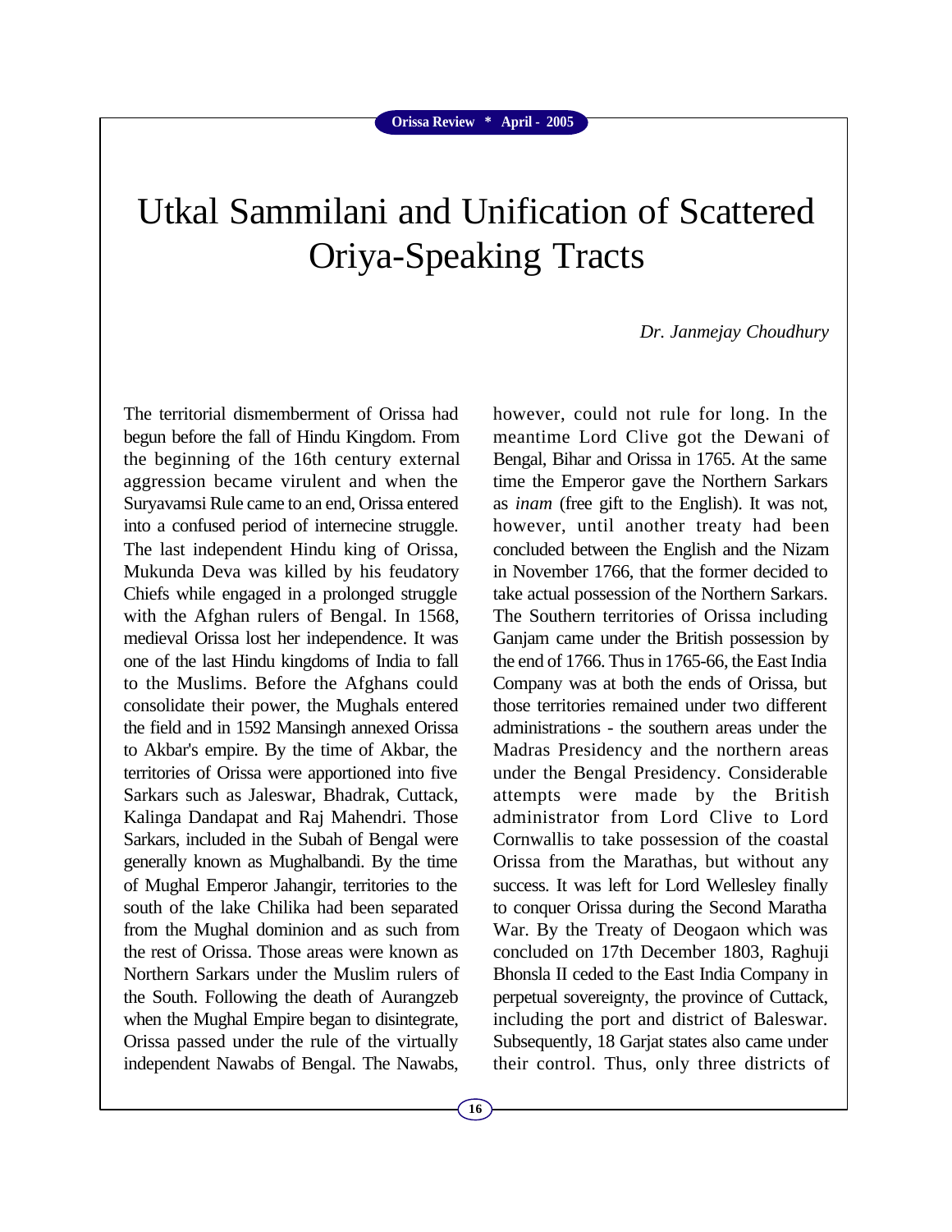# Utkal Sammilani and Unification of Scattered Oriya-Speaking Tracts

*Dr. Janmejay Choudhury*

The territorial dismemberment of Orissa had begun before the fall of Hindu Kingdom. From the beginning of the 16th century external aggression became virulent and when the Suryavamsi Rule came to an end, Orissa entered into a confused period of internecine struggle. The last independent Hindu king of Orissa, Mukunda Deva was killed by his feudatory Chiefs while engaged in a prolonged struggle with the Afghan rulers of Bengal. In 1568, medieval Orissa lost her independence. It was one of the last Hindu kingdoms of India to fall to the Muslims. Before the Afghans could consolidate their power, the Mughals entered the field and in 1592 Mansingh annexed Orissa to Akbar's empire. By the time of Akbar, the territories of Orissa were apportioned into five Sarkars such as Jaleswar, Bhadrak, Cuttack, Kalinga Dandapat and Raj Mahendri. Those Sarkars, included in the Subah of Bengal were generally known as Mughalbandi. By the time of Mughal Emperor Jahangir, territories to the south of the lake Chilika had been separated from the Mughal dominion and as such from the rest of Orissa. Those areas were known as Northern Sarkars under the Muslim rulers of the South. Following the death of Aurangzeb when the Mughal Empire began to disintegrate, Orissa passed under the rule of the virtually independent Nawabs of Bengal. The Nawabs, however, could not rule for long. In the meantime Lord Clive got the Dewani of Bengal, Bihar and Orissa in 1765. At the same time the Emperor gave the Northern Sarkars as *inam* (free gift to the English). It was not, however, until another treaty had been concluded between the English and the Nizam in November 1766, that the former decided to take actual possession of the Northern Sarkars. The Southern territories of Orissa including Ganjam came under the British possession by the end of 1766. Thus in 1765-66, the East India Company was at both the ends of Orissa, but those territories remained under two different administrations - the southern areas under the Madras Presidency and the northern areas under the Bengal Presidency. Considerable attempts were made by the British administrator from Lord Clive to Lord Cornwallis to take possession of the coastal Orissa from the Marathas, but without any success. It was left for Lord Wellesley finally to conquer Orissa during the Second Maratha War. By the Treaty of Deogaon which was concluded on 17th December 1803, Raghuji Bhonsla II ceded to the East India Company in perpetual sovereignty, the province of Cuttack, including the port and district of Baleswar. Subsequently, 18 Garjat states also came under their control. Thus, only three districts of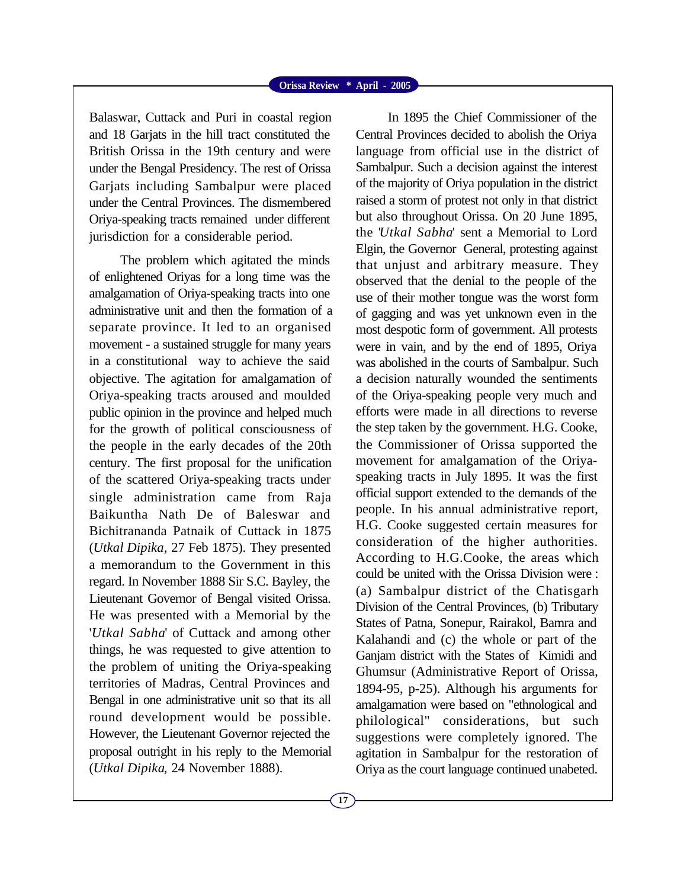Balaswar, Cuttack and Puri in coastal region and 18 Garjats in the hill tract constituted the British Orissa in the 19th century and were under the Bengal Presidency. The rest of Orissa Garjats including Sambalpur were placed under the Central Provinces. The dismembered Oriya-speaking tracts remained under different jurisdiction for a considerable period.

The problem which agitated the minds of enlightened Oriyas for a long time was the amalgamation of Oriya-speaking tracts into one administrative unit and then the formation of a separate province. It led to an organised movement - a sustained struggle for many years in a constitutional way to achieve the said objective. The agitation for amalgamation of Oriya-speaking tracts aroused and moulded public opinion in the province and helped much for the growth of political consciousness of the people in the early decades of the 20th century. The first proposal for the unification of the scattered Oriya-speaking tracts under single administration came from Raja Baikuntha Nath De of Baleswar and Bichitrananda Patnaik of Cuttack in 1875 (*Utkal Dipika*, 27 Feb 1875). They presented a memorandum to the Government in this regard. In November 1888 Sir S.C. Bayley, the Lieutenant Governor of Bengal visited Orissa. He was presented with a Memorial by the '*Utkal Sabha*' of Cuttack and among other things, he was requested to give attention to the problem of uniting the Oriya-speaking territories of Madras, Central Provinces and Bengal in one administrative unit so that its all round development would be possible. However, the Lieutenant Governor rejected the proposal outright in his reply to the Memorial (*Utkal Dipika*, 24 November 1888).

In 1895 the Chief Commissioner of the Central Provinces decided to abolish the Oriya language from official use in the district of Sambalpur. Such a decision against the interest of the majority of Oriya population in the district raised a storm of protest not only in that district but also throughout Orissa. On 20 June 1895, the '*Utkal Sabha*' sent a Memorial to Lord Elgin, the Governor General, protesting against that unjust and arbitrary measure. They observed that the denial to the people of the use of their mother tongue was the worst form of gagging and was yet unknown even in the most despotic form of government. All protests were in vain, and by the end of 1895, Oriya was abolished in the courts of Sambalpur. Such a decision naturally wounded the sentiments of the Oriya-speaking people very much and efforts were made in all directions to reverse the step taken by the government. H.G. Cooke, the Commissioner of Orissa supported the movement for amalgamation of the Oriya-speaking tracts in July 1895. It was the first official support extended to the demands of the people. In his annual administrative report, H.G. Cooke suggested certain measures for consideration of the higher authorities. According to H.G.Cooke, the areas which could be united with the Orissa Division were : (a) Sambalpur district of the Chatisgarh Division of the Central Provinces, (b) Tributary States of Patna, Sonepur, Rairakol, Bamra and Kalahandi and (c) the whole or part of the Ganjam district with the States of Kimidi and Ghumsur (Administrative Report of Orissa, 1894-95, p-25). Although his arguments for amalgamation were based on "ethnological and philological" considerations, but such suggestions were completely ignored. The agitation in Sambalpur for the restoration of Oriya as the court language continued unabeted.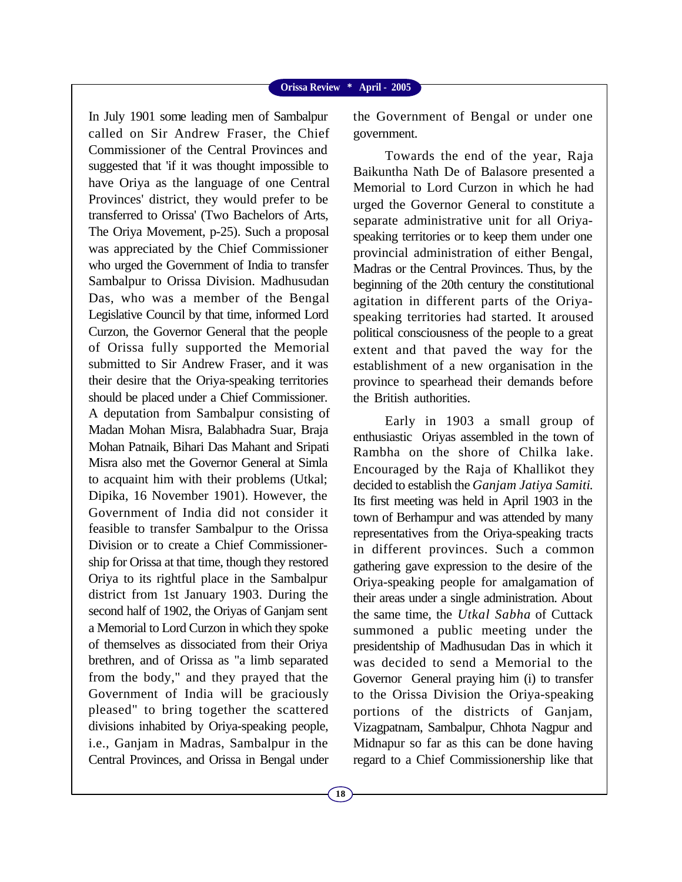In July 1901 some leading men of Sambalpur called on Sir Andrew Fraser, the Chief Commissioner of the Central Provinces and suggested that 'if it was thought impossible to have Oriya as the language of one Central Provinces' district, they would prefer to be transferred to Orissa' (Two Bachelors of Arts, The Oriya Movement, p-25). Such a proposal was appreciated by the Chief Commissioner who urged the Government of India to transfer Sambalpur to Orissa Division. Madhusudan Das, who was a member of the Bengal Legislative Council by that time, informed Lord Curzon, the Governor General that the people of Orissa fully supported the Memorial submitted to Sir Andrew Fraser, and it was their desire that the Oriya-speaking territories should be placed under a Chief Commissioner. A deputation from Sambalpur consisting of Madan Mohan Misra, Balabhadra Suar, Braja Mohan Patnaik, Bihari Das Mahant and Sripati Misra also met the Governor General at Simla to acquaint him with their problems (Utkal; Dipika, 16 November 1901). However, the Government of India did not consider it feasible to transfer Sambalpur to the Orissa Division or to create a Chief Commissionership for Orissa at that time, though they restored Oriya to its rightful place in the Sambalpur district from 1st January 1903. During the second half of 1902, the Oriyas of Ganjam sent a Memorial to Lord Curzon in which they spoke of themselves as dissociated from their Oriya brethren, and of Orissa as "a limb separated from the body," and they prayed that the Government of India will be graciously pleased" to bring together the scattered divisions inhabited by Oriya-speaking people, i.e., Ganjam in Madras, Sambalpur in the Central Provinces, and Orissa in Bengal under the Government of Bengal or under one government.

Towards the end of the year, Raja Baikuntha Nath De of Balasore presented a Memorial to Lord Curzon in which he had urged the Governor General to constitute a separate administrative unit for all Oriya-speaking territories or to keep them under one provincial administration of either Bengal, Madras or the Central Provinces. Thus, by the beginning of the 20th century the constitutional agitation in different parts of the Oriya-speaking territories had started. It aroused political consciousness of the people to a great extent and that paved the way for the establishment of a new organisation in the province to spearhead their demands before the British authorities.

Early in 1903 a small group of enthusiastic Oriyas assembled in the town of Rambha on the shore of Chilka lake. Encouraged by the Raja of Khallikot they decided to establish the *Ganjam Jatiya Samiti.* Its first meeting was held in April 1903 in the town of Berhampur and was attended by many representatives from the Oriya-speaking tracts in different provinces. Such a common gathering gave expression to the desire of the Oriya-speaking people for amalgamation of their areas under a single administration. About the same time, the *Utkal Sabha* of Cuttack summoned a public meeting under the presidentship of Madhusudan Das in which it was decided to send a Memorial to the Governor General praying him (i) to transfer to the Orissa Division the Oriya-speaking portions of the districts of Ganjam, Vizagpatnam, Sambalpur, Chhota Nagpur and Midnapur so far as this can be done having regard to a Chief Commissionership like that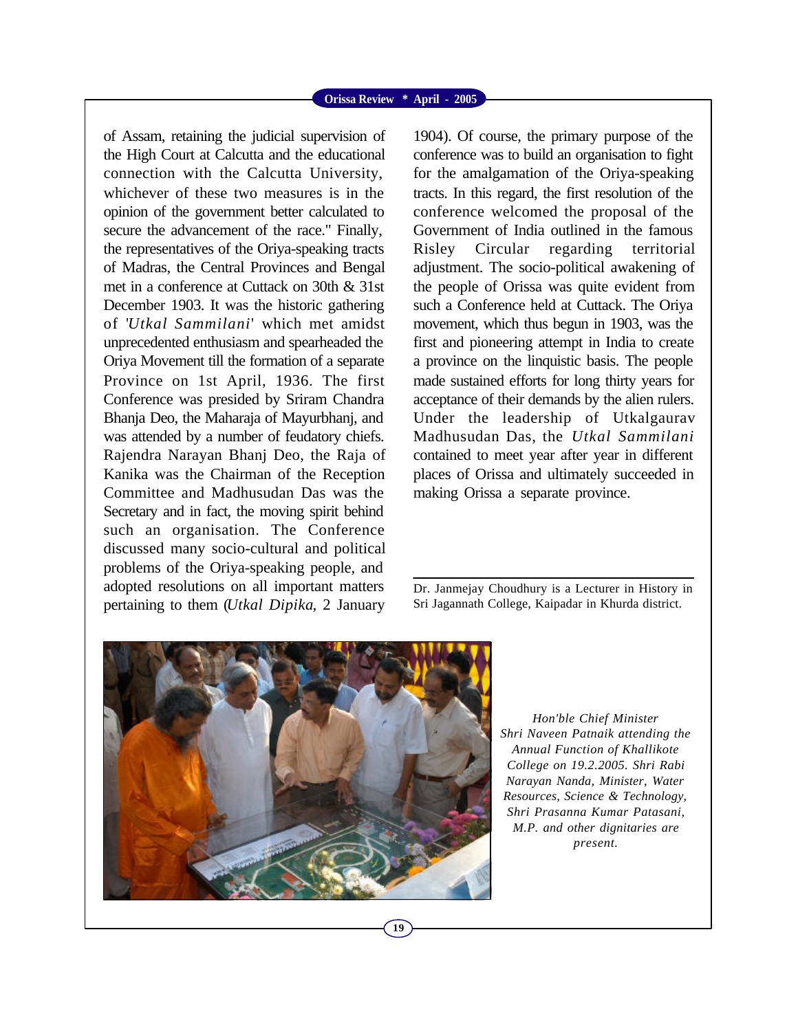of Assam, retaining the judicial supervision of the High Court at Calcutta and the educational connection with the Calcutta University, whichever of these two measures is in the opinion of the government better calculated to secure the advancement of the race." Finally, the representatives of the Oriya-speaking tracts of Madras, the Central Provinces and Bengal met in a conference at Cuttack on 30th & 31st December 1903. It was the historic gathering of '*Utkal Sammilani*' which met amidst unprecedented enthusiasm and spearheaded the Oriya Movement till the formation of a separate Province on 1st April, 1936. The first Conference was presided by Sriram Chandra Bhanja Deo, the Maharaja of Mayurbhanj, and was attended by a number of feudatory chiefs. Rajendra Narayan Bhanj Deo, the Raja of Kanika was the Chairman of the Reception Committee and Madhusudan Das was the Secretary and in fact, the moving spirit behind such an organisation. The Conference discussed many socio-cultural and political problems of the Oriya-speaking people, and adopted resolutions on all important matters pertaining to them (*Utkal Dipika*, 2 January 1904). Of course, the primary purpose of the conference was to build an organisation to fight for the amalgamation of the Oriya-speaking tracts. In this regard, the first resolution of the conference welcomed the proposal of the Government of India outlined in the famous Risley Circular regarding territorial adjustment. The socio-political awakening of the people of Orissa was quite evident from such a Conference held at Cuttack. The Oriya movement, which thus begun in 1903, was the first and pioneering attempt in India to create a province on the linquistic basis. The people made sustained efforts for long thirty years for acceptance of their demands by the alien rulers. Under the leadership of Utkalgaurav Madhusudan Das, the *Utkal Sammilani* contained to meet year after year in different places of Orissa and ultimately succeeded in making Orissa a separate province.

---

Dr. Janmejay Choudhury is a Lecturer in History in Sri Jagannath College, Kaipadar in Khurda district.

*Hon'ble Chief Minister Shri Naveen Patnaik attending the Annual Function of Khallikote College on 19.2.2005. Shri Rabi Narayan Nanda, Minister, Water Resources, Science & Technology, Shri Prasanna Kumar Patasani, M.P. and other dignitaries are present.*